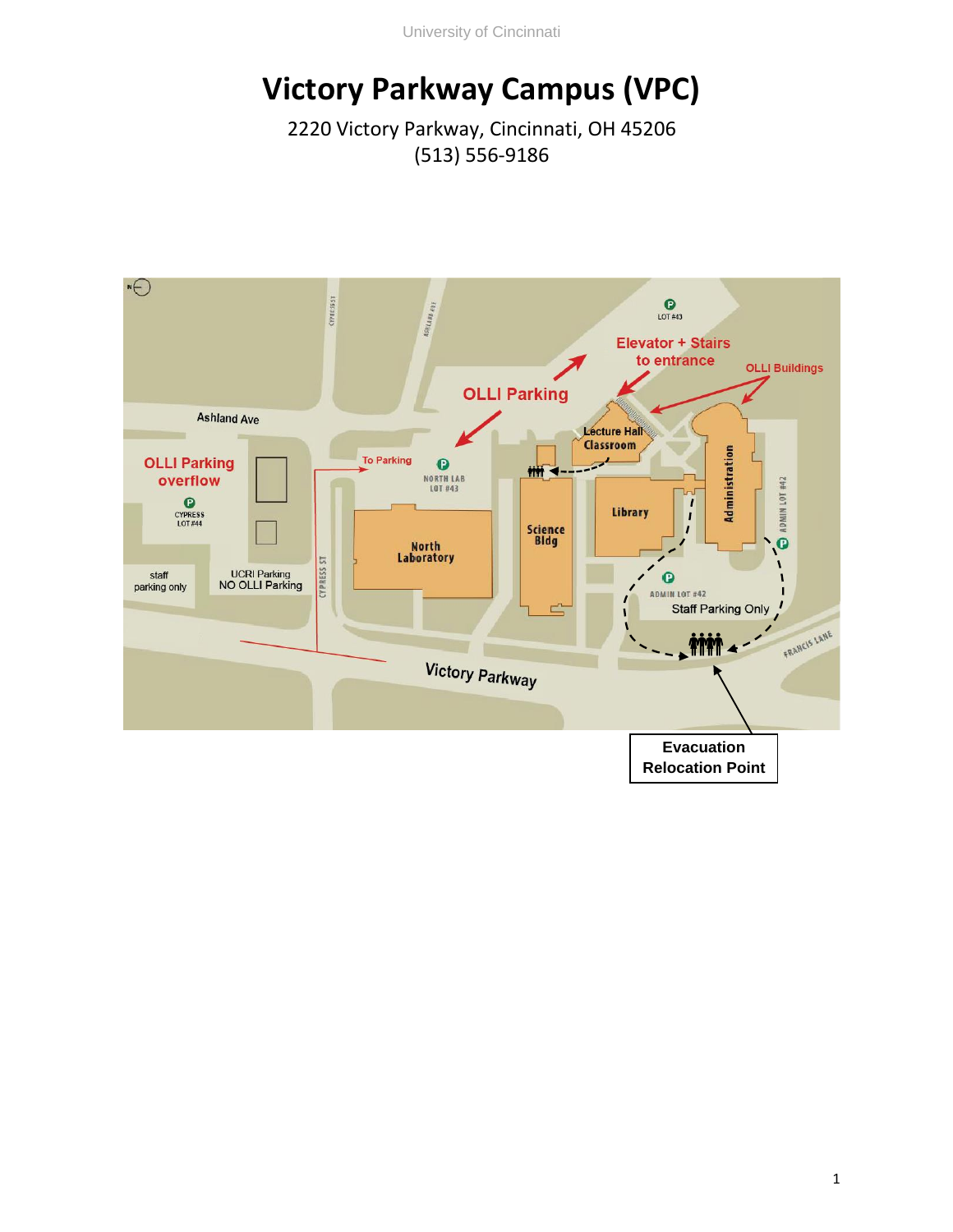# Victory Parkway Campus (VPC)

2220 Victory Parkway, Cincinnati, OH 45206
(513) 556-9186

Evacuation Relocation Point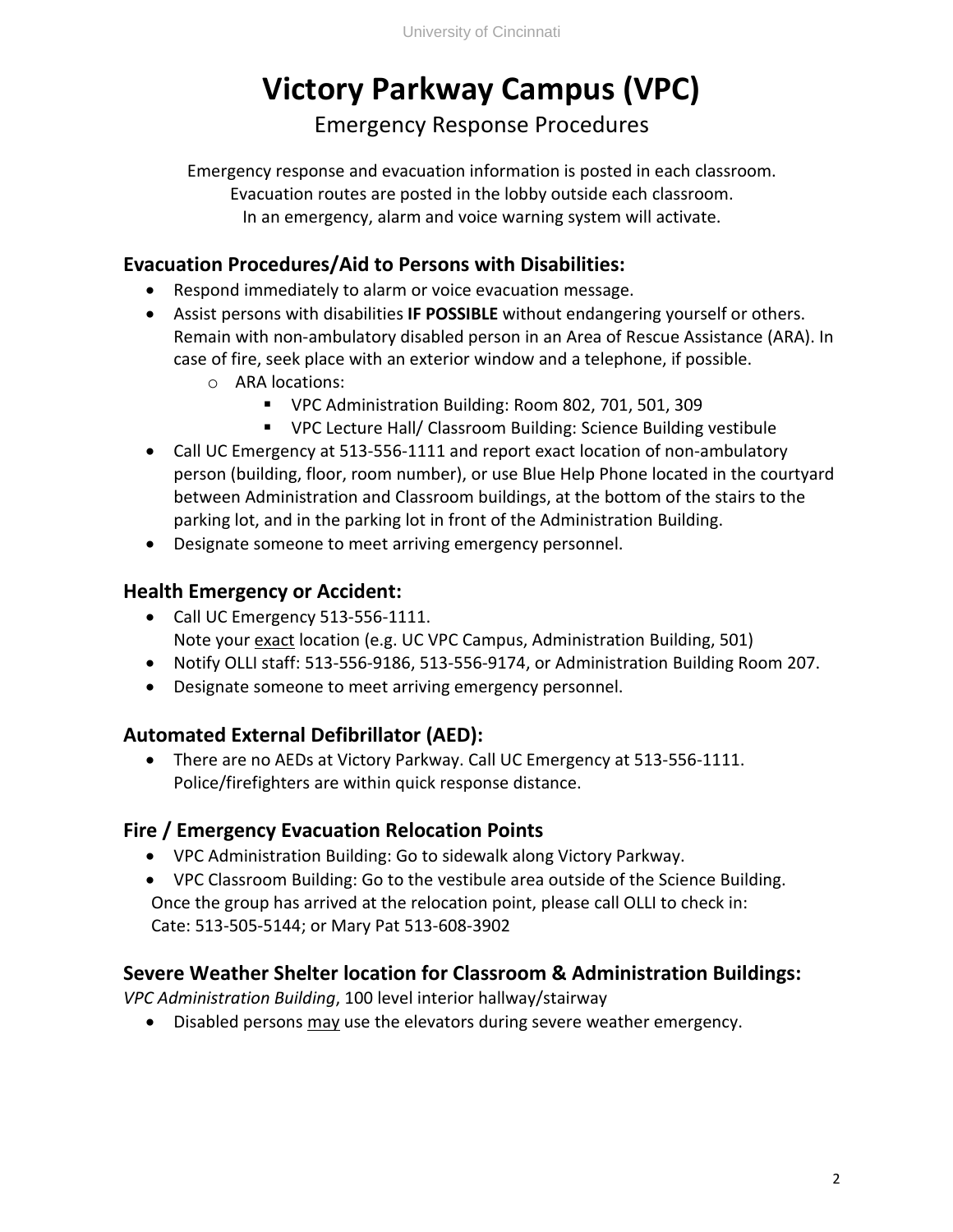# Victory Parkway Campus (VPC)

## Emergency Response Procedures

Emergency response and evacuation information is posted in each classroom.
Evacuation routes are posted in the lobby outside each classroom.
In an emergency, alarm and voice warning system will activate.

### Evacuation Procedures/Aid to Persons with Disabilities:

- Respond immediately to alarm or voice evacuation message.
- Assist persons with disabilities **IF POSSIBLE** without endangering yourself or others. Remain with non-ambulatory disabled person in an Area of Rescue Assistance (ARA). In case of fire, seek place with an exterior window and a telephone, if possible.
  - ARA locations:
    - VPC Administration Building: Room 802, 701, 501, 309
    - VPC Lecture Hall/ Classroom Building: Science Building vestibule
- Call UC Emergency at 513-556-1111 and report exact location of non-ambulatory person (building, floor, room number), or use Blue Help Phone located in the courtyard between Administration and Classroom buildings, at the bottom of the stairs to the parking lot, and in the parking lot in front of the Administration Building.
- Designate someone to meet arriving emergency personnel.

### Health Emergency or Accident:

- Call UC Emergency 513-556-1111.
  Note your exact location (e.g. UC VPC Campus, Administration Building, 501)
- Notify OLLI staff: 513-556-9186, 513-556-9174, or Administration Building Room 207.
- Designate someone to meet arriving emergency personnel.

### Automated External Defibrillator (AED):

- There are no AEDs at Victory Parkway. Call UC Emergency at 513-556-1111. Police/firefighters are within quick response distance.

### Fire / Emergency Evacuation Relocation Points

- VPC Administration Building: Go to sidewalk along Victory Parkway.
- VPC Classroom Building: Go to the vestibule area outside of the Science Building.

Once the group has arrived at the relocation point, please call OLLI to check in:
Cate: 513-505-5144; or Mary Pat 513-608-3902

### Severe Weather Shelter location for Classroom & Administration Buildings:

*VPC Administration Building*, 100 level interior hallway/stairway

- Disabled persons may use the elevators during severe weather emergency.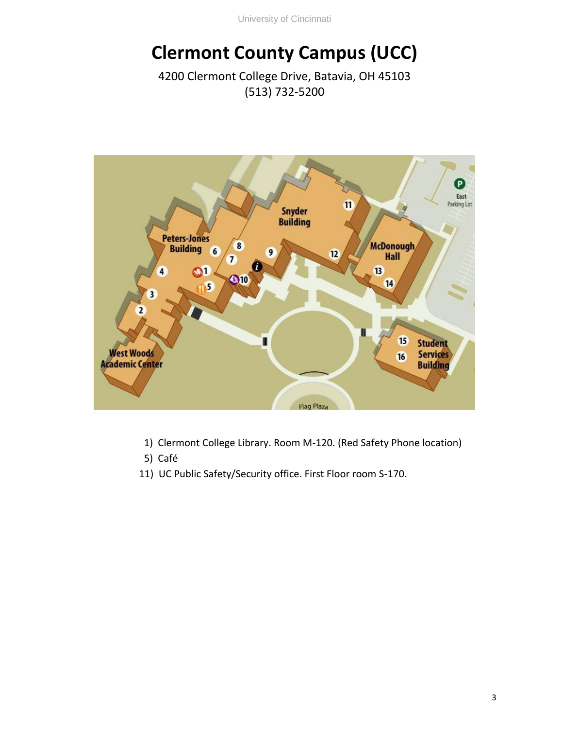# Clermont County Campus (UCC)

4200 Clermont College Drive, Batavia, OH 45103
(513) 732-5200

1) Clermont College Library. Room M-120. (Red Safety Phone location)
5) Café
11) UC Public Safety/Security office. First Floor room S-170.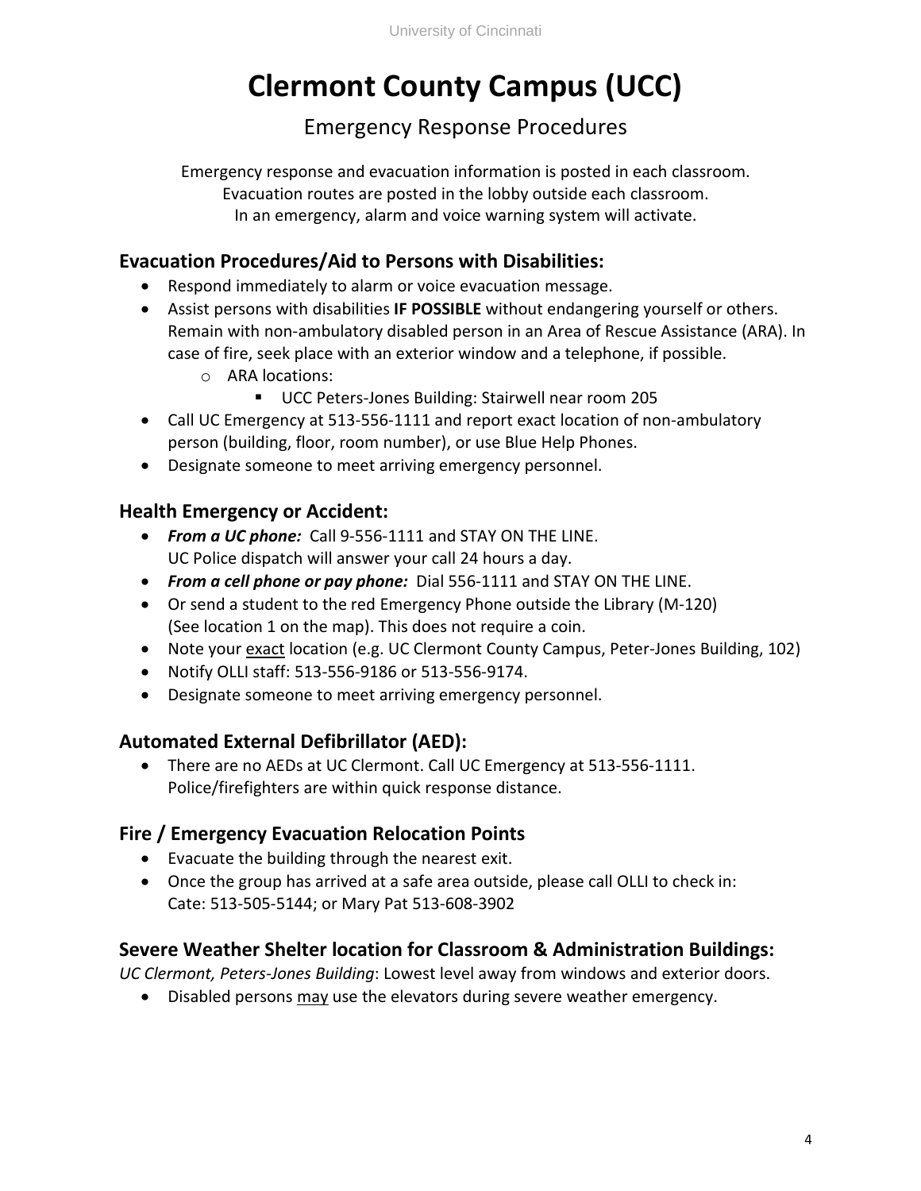# Clermont County Campus (UCC)

Emergency Response Procedures

Emergency response and evacuation information is posted in each classroom.
Evacuation routes are posted in the lobby outside each classroom.
In an emergency, alarm and voice warning system will activate.

## Evacuation Procedures/Aid to Persons with Disabilities:

- Respond immediately to alarm or voice evacuation message.
- Assist persons with disabilities **IF POSSIBLE** without endangering yourself or others. Remain with non-ambulatory disabled person in an Area of Rescue Assistance (ARA). In case of fire, seek place with an exterior window and a telephone, if possible.
  - ARA locations:
    - UCC Peters-Jones Building: Stairwell near room 205
- Call UC Emergency at 513-556-1111 and report exact location of non-ambulatory person (building, floor, room number), or use Blue Help Phones.
- Designate someone to meet arriving emergency personnel.

## Health Emergency or Accident:

- ***From a UC phone:*** Call 9-556-1111 and STAY ON THE LINE.
  UC Police dispatch will answer your call 24 hours a day.
- ***From a cell phone or pay phone:*** Dial 556-1111 and STAY ON THE LINE.
- Or send a student to the red Emergency Phone outside the Library (M-120) (See location 1 on the map). This does not require a coin.
- Note your <u>exact</u> location (e.g. UC Clermont County Campus, Peter-Jones Building, 102)
- Notify OLLI staff: 513-556-9186 or 513-556-9174.
- Designate someone to meet arriving emergency personnel.

## Automated External Defibrillator (AED):

- There are no AEDs at UC Clermont. Call UC Emergency at 513-556-1111.
  Police/firefighters are within quick response distance.

## Fire / Emergency Evacuation Relocation Points

- Evacuate the building through the nearest exit.
- Once the group has arrived at a safe area outside, please call OLLI to check in:
  Cate: 513-505-5144; or Mary Pat 513-608-3902

## Severe Weather Shelter location for Classroom & Administration Buildings:

*UC Clermont, Peters-Jones Building*: Lowest level away from windows and exterior doors.

- Disabled persons <u>may</u> use the elevators during severe weather emergency.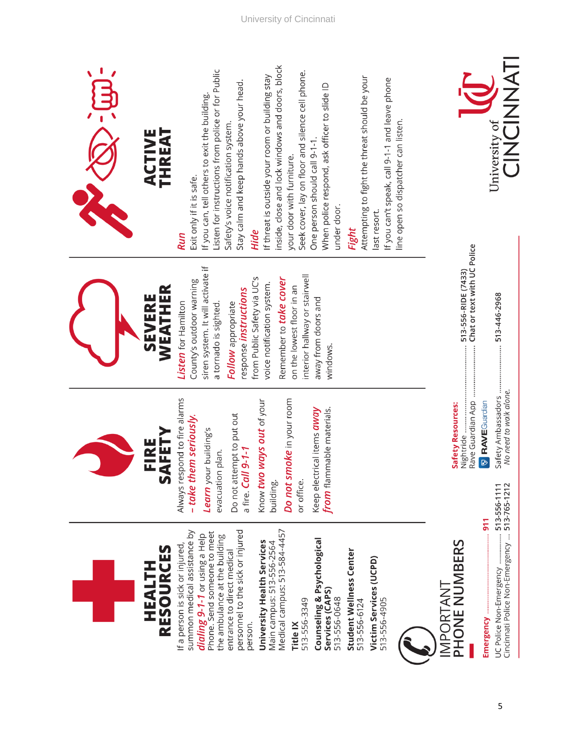## HEALTH RESOURCES

If a person is sick or injured, summon medical assistance by *dialing 9-1-1* or using a Help Phone. Send someone to meet the ambulance at the building entrance to direct medical personnel to the sick or injured person.

**University Health Services**
Main campus: 513-556-2564
Medical campus: 513-584-4457

**Title IX**
513-556-3349

**Counseling & Psychological Services (CAPS)**
513-556-0648

**Student Wellness Center**
513-556-6124

**Victim Services (UCPD)**
513-556-4905

## FIRE SAFETY

Always respond to fire alarms *– take them seriously.*

*Learn* your building's evacuation plan.

Do not attempt to put out a fire. *Call 9-1-1*

Know *two ways out* of your building.

*Do not smoke* in your room or office.

Keep electrical items *away from* flammable materials.

## SEVERE WEATHER

*Listen* for Hamilton County's outdoor warning siren system. It will activate if a tornado is sighted.

*Follow* appropriate response *instructions* from Public Safety via UC's voice notification system.

Remember to *take cover* on the lowest floor in an interior hallway or stairwell away from doors and windows.

## ACTIVE THREAT

***Run***
Exit only if it is safe.
If you can, tell others to exit the building.
Listen for instructions from police or for Public Safety's voice notification system.
Stay calm and keep hands above your head.

***Hide***
If threat is outside your room or building stay inside, close and lock windows and doors, block your door with furniture.
Seek cover, lay on floor and silence cell phone.
One person should call 9-1-1.
When police respond, ask officer to slide ID under door.

***Fight***
Attempting to fight the threat should be your last resort.
If you can't speak, call 9-1-1 and leave phone line open so dispatcher can listen.

## IMPORTANT PHONE NUMBERS

**Emergency** .................................. **911**
UC Police Non-Emergency ............... 513-556-1111
Cincinnati Police Non-Emergency ... 513-765-1212

**Safety Resources:**
Nightride ........................................ 513-556-RIDE (7433)
Rave Guardian App ........................ **Chat or text with UC Police**
**RAVE**Guardian
Safety Ambassadors ........................ 513-446-2968
*No need to walk alone.*

University of CINCINNATI